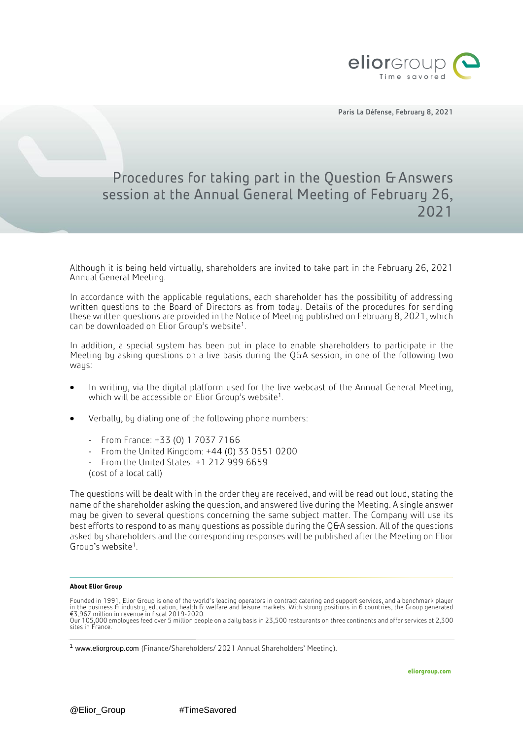Paris La Défense, February 8, 2021

# Procedures for taking part in the Question & Answers session at the Annual General Meeting of February 26, 2021

Although it is being held virtually, shareholders are invited to take part in the February 26, 2021 Annual General Meeting.

In accordance with the applicable regulations, each shareholder has the possibility of addressing written questions to the Board of Directors as from today. Details of the procedures for sending these written questions are provided in the Notice of Meeting published on February 8, 2021, which can be downloaded on Elior Group's website[1].

In addition, a special system has been put in place to enable shareholders to participate in the Meeting by asking questions on a live basis during the Q&A session, in one of the following two ways:

- In writing, via the digital platform used for the live webcast of the Annual General Meeting, which will be accessible on Elior Group's website[1].
- Verbally, by dialing one of the following phone numbers:
  - From France: +33 (0) 1 7037 7166
  - From the United Kingdom: +44 (0) 33 0551 0200
  - From the United States: +1 212 999 6659

  (cost of a local call)

The questions will be dealt with in the order they are received, and will be read out loud, stating the name of the shareholder asking the question, and answered live during the Meeting. A single answer may be given to several questions concerning the same subject matter. The Company will use its best efforts to respond to as many questions as possible during the Q&A session. All of the questions asked by shareholders and the corresponding responses will be published after the Meeting on Elior Group's website[1].

**About Elior Group**

Founded in 1991, Elior Group is one of the world's leading operators in contract catering and support services, and a benchmark player in the business & industry, education, health & welfare and leisure markets. With strong positions in 6 countries, the Group generated €3,967 million in revenue in fiscal 2019-2020.
Our 105,000 employees feed over 5 million people on a daily basis in 23,500 restaurants on three continents and offer services at 2,300 sites in France.

[1] www.eliorgroup.com (Finance/Shareholders/ 2021 Annual Shareholders' Meeting).

eliorgroup.com

@Elior_Group #TimeSavored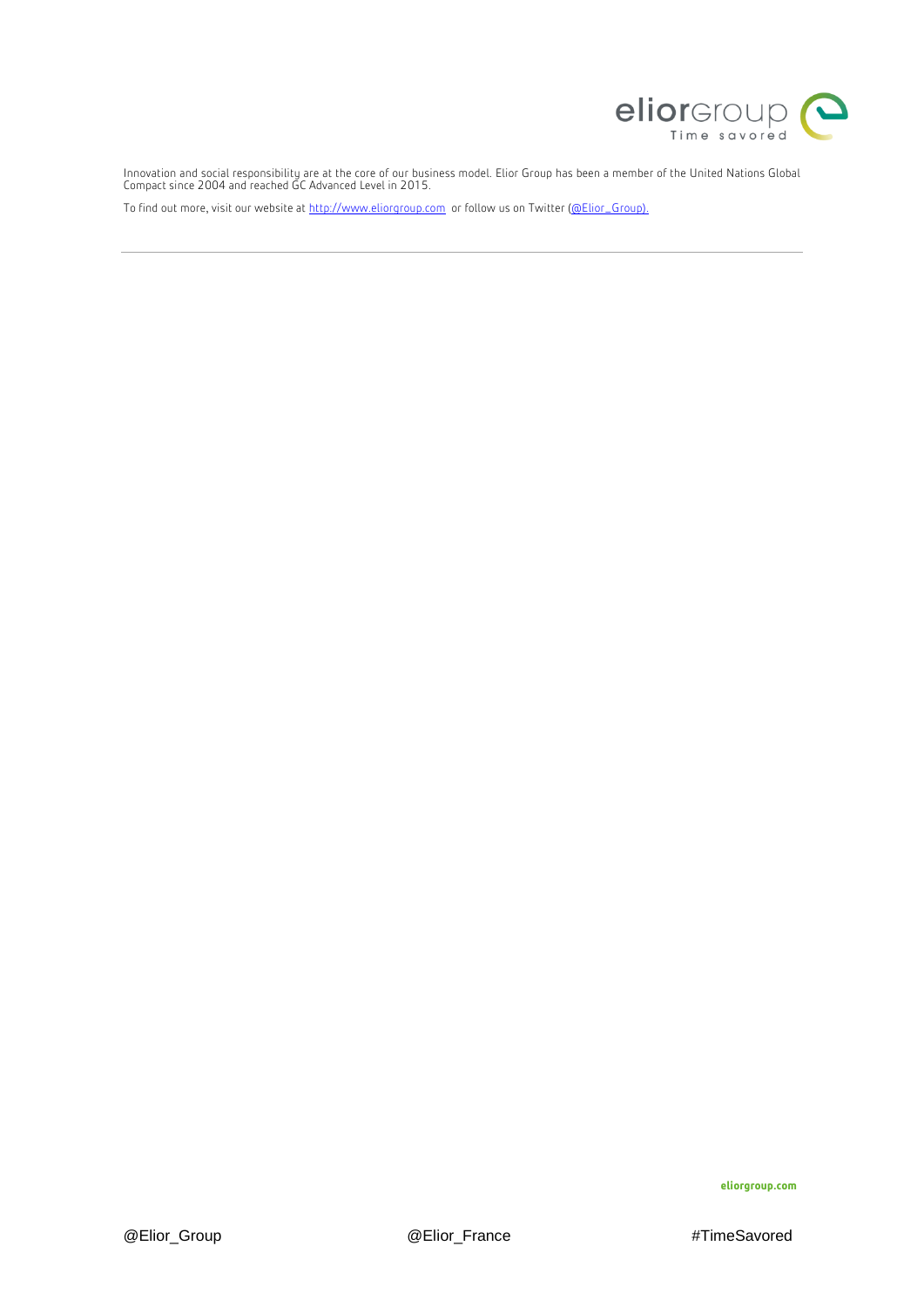Innovation and social responsibility are at the core of our business model. Elior Group has been a member of the United Nations Global Compact since 2004 and reached GC Advanced Level in 2015.

To find out more, visit our website at http://www.eliorgroup.com or follow us on Twitter (@Elior_Group).

---

eliorgroup.com

@Elior_Group @Elior_France #TimeSavored